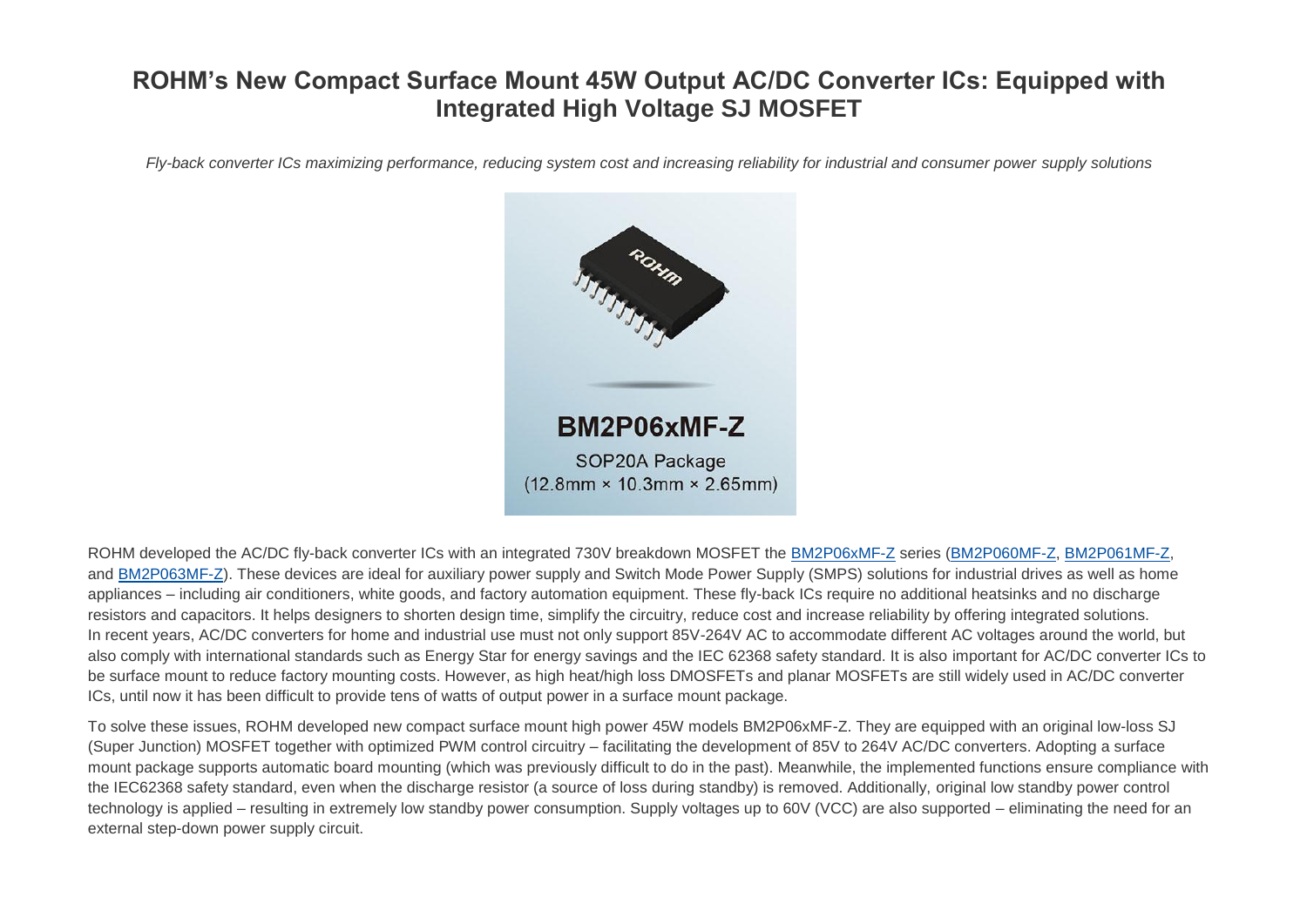# ROHM's New Compact Surface Mount 45W Output AC/DC Converter ICs: Equipped with Integrated High Voltage SJ MOSFET

*Fly-back converter ICs maximizing performance, reducing system cost and increasing reliability for industrial and consumer power supply solutions*

BM2P06xMF-Z

SOP20A Package

(12.8mm × 10.3mm × 2.65mm)

ROHM developed the AC/DC fly-back converter ICs with an integrated 730V breakdown MOSFET the BM2P06xMF-Z series (BM2P060MF-Z, BM2P061MF-Z, and BM2P063MF-Z). These devices are ideal for auxiliary power supply and Switch Mode Power Supply (SMPS) solutions for industrial drives as well as home appliances – including air conditioners, white goods, and factory automation equipment. These fly-back ICs require no additional heatsinks and no discharge resistors and capacitors. It helps designers to shorten design time, simplify the circuitry, reduce cost and increase reliability by offering integrated solutions.
In recent years, AC/DC converters for home and industrial use must not only support 85V-264V AC to accommodate different AC voltages around the world, but also comply with international standards such as Energy Star for energy savings and the IEC 62368 safety standard. It is also important for AC/DC converter ICs to be surface mount to reduce factory mounting costs. However, as high heat/high loss DMOSFETs and planar MOSFETs are still widely used in AC/DC converter ICs, until now it has been difficult to provide tens of watts of output power in a surface mount package.

To solve these issues, ROHM developed new compact surface mount high power 45W models BM2P06xMF-Z. They are equipped with an original low-loss SJ (Super Junction) MOSFET together with optimized PWM control circuitry – facilitating the development of 85V to 264V AC/DC converters. Adopting a surface mount package supports automatic board mounting (which was previously difficult to do in the past). Meanwhile, the implemented functions ensure compliance with the IEC62368 safety standard, even when the discharge resistor (a source of loss during standby) is removed. Additionally, original low standby power control technology is applied – resulting in extremely low standby power consumption. Supply voltages up to 60V (VCC) are also supported – eliminating the need for an external step-down power supply circuit.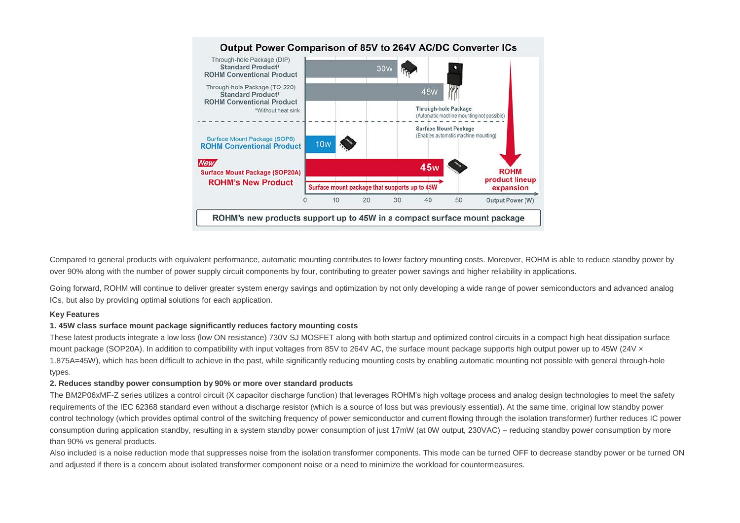**Output Power Comparison of 85V to 264V AC/DC Converter ICs**

ROHM's new products support up to 45W in a compact surface mount package

Compared to general products with equivalent performance, automatic mounting contributes to lower factory mounting costs. Moreover, ROHM is able to reduce standby power by over 90% along with the number of power supply circuit components by four, contributing to greater power savings and higher reliability in applications.

Going forward, ROHM will continue to deliver greater system energy savings and optimization by not only developing a wide range of power semiconductors and advanced analog ICs, but also by providing optimal solutions for each application.

**Key Features**

**1. 45W class surface mount package significantly reduces factory mounting costs**

These latest products integrate a low loss (low ON resistance) 730V SJ MOSFET along with both startup and optimized control circuits in a compact high heat dissipation surface mount package (SOP20A). In addition to compatibility with input voltages from 85V to 264V AC, the surface mount package supports high output power up to 45W (24V × 1.875A=45W), which has been difficult to achieve in the past, while significantly reducing mounting costs by enabling automatic mounting not possible with general through-hole types.

**2. Reduces standby power consumption by 90% or more over standard products**

The BM2P06xMF-Z series utilizes a control circuit (X capacitor discharge function) that leverages ROHM's high voltage process and analog design technologies to meet the safety requirements of the IEC 62368 standard even without a discharge resistor (which is a source of loss but was previously essential). At the same time, original low standby power control technology (which provides optimal control of the switching frequency of power semiconductor and current flowing through the isolation transformer) further reduces IC power consumption during application standby, resulting in a system standby power consumption of just 17mW (at 0W output, 230VAC) – reducing standby power consumption by more than 90% vs general products.

Also included is a noise reduction mode that suppresses noise from the isolation transformer components. This mode can be turned OFF to decrease standby power or be turned ON and adjusted if there is a concern about isolated transformer component noise or a need to minimize the workload for countermeasures.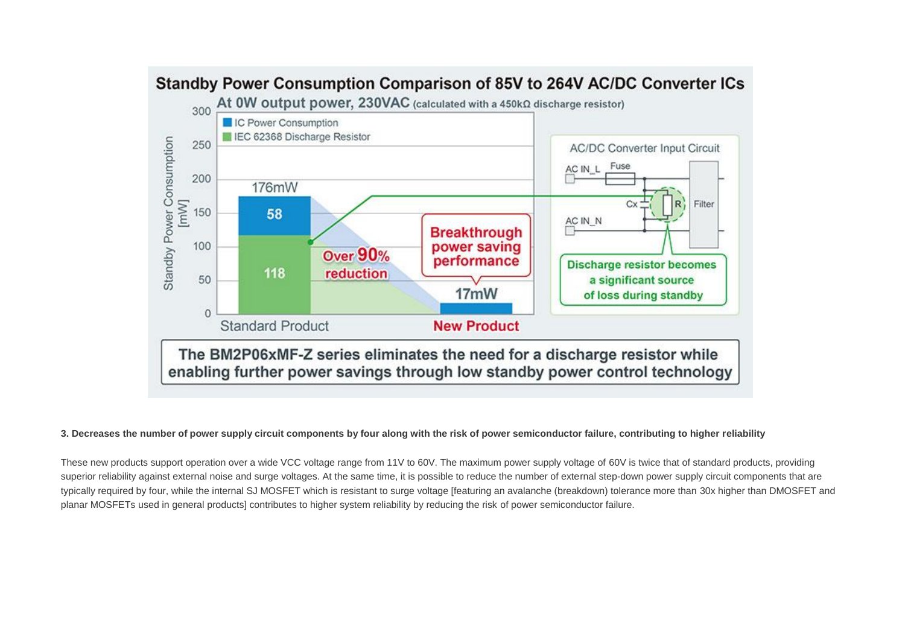**Standby Power Consumption Comparison of 85V to 264V AC/DC Converter ICs**

At 0W output power, 230VAC (calculated with a 450kΩ discharge resistor)

- IC Power Consumption
- IEC 62368 Discharge Resistor

| | IC Power Consumption [mW] | IEC 62368 Discharge Resistor [mW] | Total [mW] |
| --- | --- | --- | --- |
| Standard Product | 58 | 118 | 176mW |
| New Product | | | 17mW |

Over 90% reduction

Breakthrough power saving performance

AC/DC Converter Input Circuit: AC IN_L, Fuse, Cx, R, Filter, AC IN_N

Discharge resistor becomes a significant source of loss during standby

**The BM2P06xMF-Z series eliminates the need for a discharge resistor while enabling further power savings through low standby power control technology**

**3. Decreases the number of power supply circuit components by four along with the risk of power semiconductor failure, contributing to higher reliability**

These new products support operation over a wide VCC voltage range from 11V to 60V. The maximum power supply voltage of 60V is twice that of standard products, providing superior reliability against external noise and surge voltages. At the same time, it is possible to reduce the number of external step-down power supply circuit components that are typically required by four, while the internal SJ MOSFET which is resistant to surge voltage [featuring an avalanche (breakdown) tolerance more than 30x higher than DMOSFET and planar MOSFETs used in general products] contributes to higher system reliability by reducing the risk of power semiconductor failure.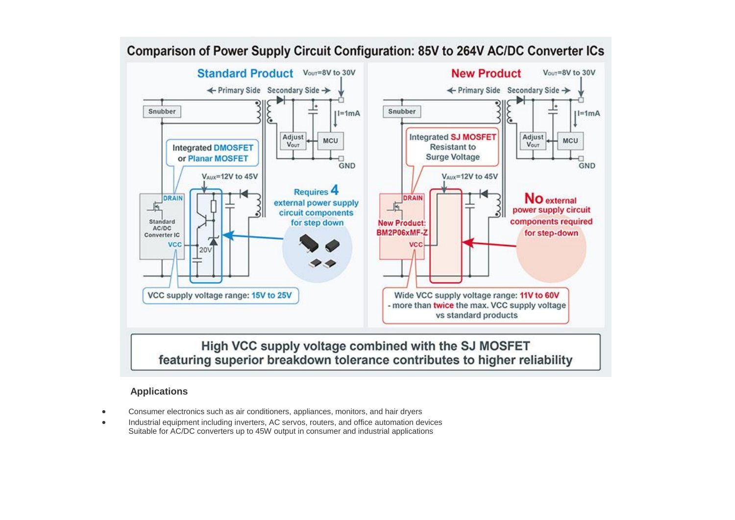## Comparison of Power Supply Circuit Configuration: 85V to 264V AC/DC Converter ICs

**Standard Product** — $V_{OUT}$=8V to 30V

← Primary Side | Secondary Side →

Snubber

I=1mA

Adjust $V_{OUT}$ | MCU

GND

Integrated DMOSFET or Planar MOSFET

$V_{AUX}$=12V to 45V

DRAIN

Standard AC/DC Converter IC

VCC

20V

Requires 4 external power supply circuit components for step down

VCC supply voltage range: 15V to 25V

**New Product** — $V_{OUT}$=8V to 30V

← Primary Side | Secondary Side →

Snubber

I=1mA

Adjust $V_{OUT}$ | MCU

GND

Integrated SJ MOSFET Resistant to Surge Voltage

$V_{AUX}$=12V to 45V

DRAIN

New Product: BM2P06xMF-Z

VCC

No external power supply circuit components required for step-down

Wide VCC supply voltage range: 11V to 60V - more than twice the max. VCC supply voltage vs standard products

**High VCC supply voltage combined with the SJ MOSFET featuring superior breakdown tolerance contributes to higher reliability**

### Applications

- Consumer electronics such as air conditioners, appliances, monitors, and hair dryers
- Industrial equipment including inverters, AC servos, routers, and office automation devices
  Suitable for AC/DC converters up to 45W output in consumer and industrial applications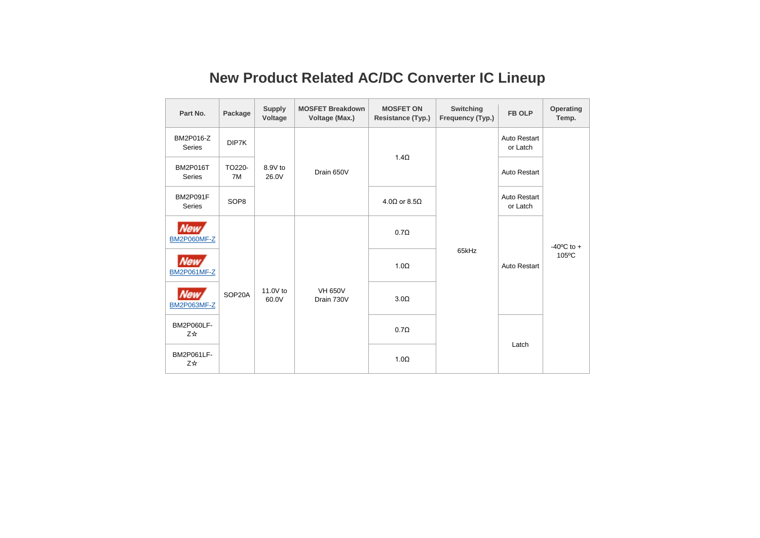# New Product Related AC/DC Converter IC Lineup

| Part No. | Package | Supply Voltage | MOSFET Breakdown Voltage (Max.) | MOSFET ON Resistance (Typ.) | Switching Frequency (Typ.) | FB OLP | Operating Temp. |
|---|---|---|---|---|---|---|---|
| BM2P016-Z Series | DIP7K | 8.9V to 26.0V | Drain 650V | 1.4Ω | 65kHz | Auto Restart or Latch | -40ºC to + 105ºC |
| BM2P016T Series | TO220-7M | | | | | Auto Restart | |
| BM2P091F Series | SOP8 | | | 4.0Ω or 8.5Ω | | Auto Restart or Latch | |
| New BM2P060MF-Z | SOP20A | 11.0V to 60.0V | VH 650V Drain 730V | 0.7Ω | | Auto Restart | |
| New BM2P061MF-Z | | | | 1.0Ω | | | |
| New BM2P063MF-Z | | | | 3.0Ω | | | |
| BM2P060LF-Z☆ | | | | 0.7Ω | | Latch | |
| BM2P061LF-Z☆ | | | | 1.0Ω | | | |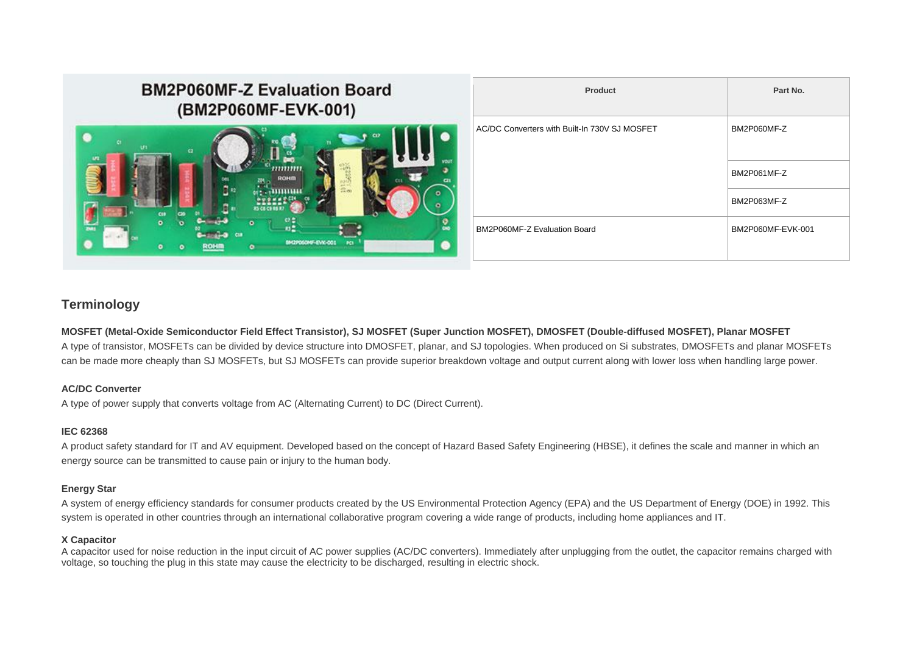| Product | Part No. |
| --- | --- |
| AC/DC Converters with Built-In 730V SJ MOSFET | BM2P060MF-Z |
| | BM2P061MF-Z |
| | BM2P063MF-Z |
| BM2P060MF-Z Evaluation Board | BM2P060MF-EVK-001 |

## Terminology

**MOSFET (Metal-Oxide Semiconductor Field Effect Transistor), SJ MOSFET (Super Junction MOSFET), DMOSFET (Double-diffused MOSFET), Planar MOSFET**

A type of transistor, MOSFETs can be divided by device structure into DMOSFET, planar, and SJ topologies. When produced on Si substrates, DMOSFETs and planar MOSFETs can be made more cheaply than SJ MOSFETs, but SJ MOSFETs can provide superior breakdown voltage and output current along with lower loss when handling large power.

**AC/DC Converter**

A type of power supply that converts voltage from AC (Alternating Current) to DC (Direct Current).

**IEC 62368**

A product safety standard for IT and AV equipment. Developed based on the concept of Hazard Based Safety Engineering (HBSE), it defines the scale and manner in which an energy source can be transmitted to cause pain or injury to the human body.

**Energy Star**

A system of energy efficiency standards for consumer products created by the US Environmental Protection Agency (EPA) and the US Department of Energy (DOE) in 1992. This system is operated in other countries through an international collaborative program covering a wide range of products, including home appliances and IT.

**X Capacitor**

A capacitor used for noise reduction in the input circuit of AC power supplies (AC/DC converters). Immediately after unplugging from the outlet, the capacitor remains charged with voltage, so touching the plug in this state may cause the electricity to be discharged, resulting in electric shock.